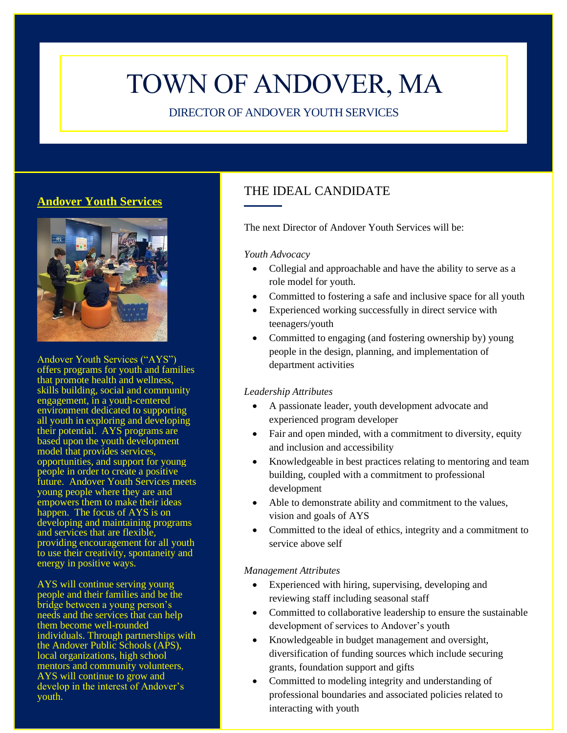# TOWN OF ANDOVER, MA

DIRECTOR OF ANDOVER YOUTH SERVICES

## Andover Youth Services

Andover Youth Services ("AYS") offers programs for youth and families that promote health and wellness, skills building, social and community engagement, in a youth-centered environment dedicated to supporting all youth in exploring and developing their potential. AYS programs are based upon the youth development model that provides services, opportunities, and support for young people in order to create a positive future. Andover Youth Services meets young people where they are and empowers them to make their ideas happen. The focus of AYS is on developing and maintaining programs and services that are flexible, providing encouragement for all youth to use their creativity, spontaneity and energy in positive ways.

AYS will continue serving young people and their families and be the bridge between a young person's needs and the services that can help them become well-rounded individuals. Through partnerships with the Andover Public Schools (APS), local organizations, high school mentors and community volunteers, AYS will continue to grow and develop in the interest of Andover's youth.

## THE IDEAL CANDIDATE

The next Director of Andover Youth Services will be:

*Youth Advocacy*

- Collegial and approachable and have the ability to serve as a role model for youth.
- Committed to fostering a safe and inclusive space for all youth
- Experienced working successfully in direct service with teenagers/youth
- Committed to engaging (and fostering ownership by) young people in the design, planning, and implementation of department activities

*Leadership Attributes*

- A passionate leader, youth development advocate and experienced program developer
- Fair and open minded, with a commitment to diversity, equity and inclusion and accessibility
- Knowledgeable in best practices relating to mentoring and team building, coupled with a commitment to professional development
- Able to demonstrate ability and commitment to the values, vision and goals of AYS
- Committed to the ideal of ethics, integrity and a commitment to service above self

*Management Attributes*

- Experienced with hiring, supervising, developing and reviewing staff including seasonal staff
- Committed to collaborative leadership to ensure the sustainable development of services to Andover's youth
- Knowledgeable in budget management and oversight, diversification of funding sources which include securing grants, foundation support and gifts
- Committed to modeling integrity and understanding of professional boundaries and associated policies related to interacting with youth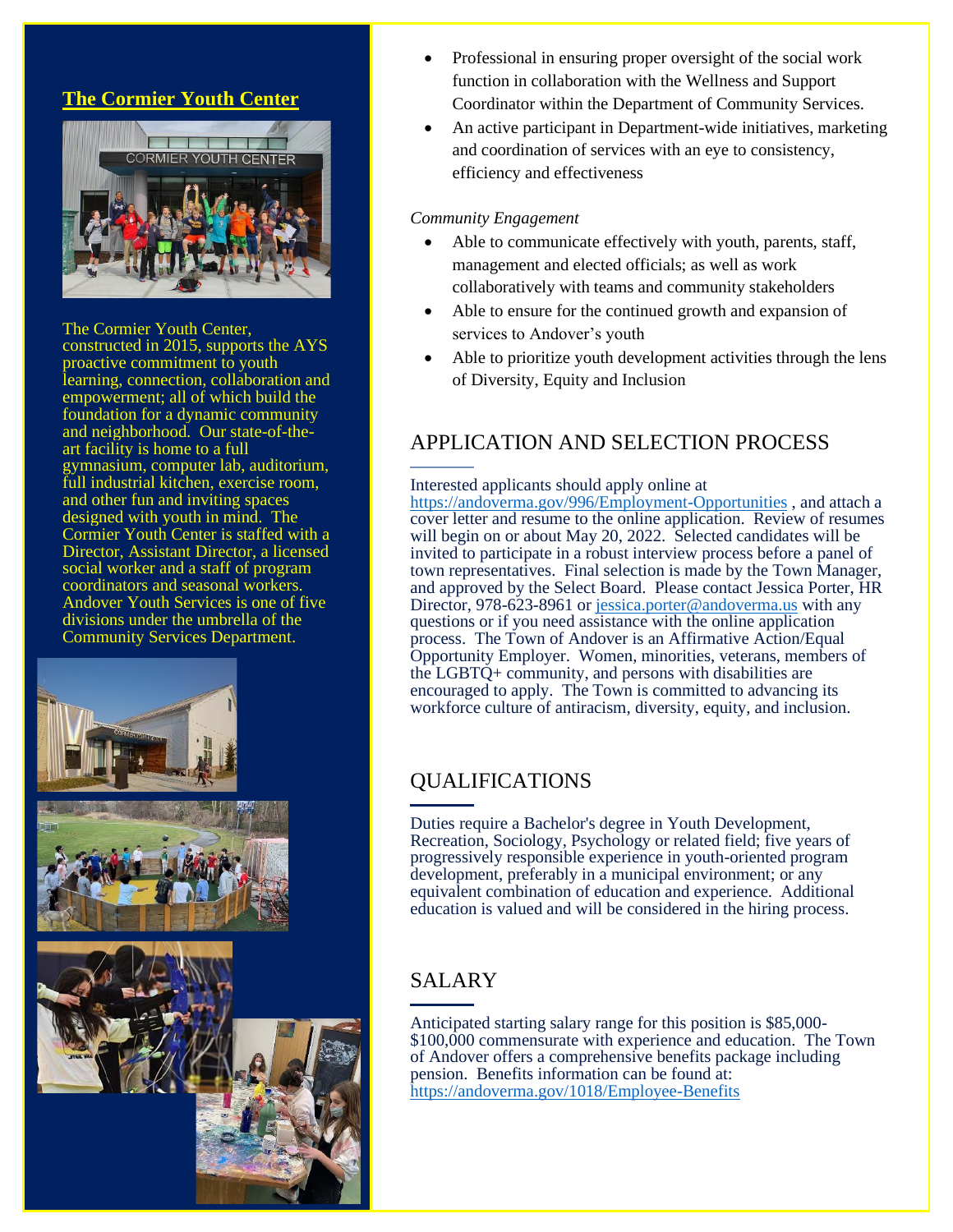## The Cormier Youth Center

The Cormier Youth Center, constructed in 2015, supports the AYS proactive commitment to youth learning, connection, collaboration and empowerment; all of which build the foundation for a dynamic community and neighborhood. Our state-of-the-art facility is home to a full gymnasium, computer lab, auditorium, full industrial kitchen, exercise room, and other fun and inviting spaces designed with youth in mind. The Cormier Youth Center is staffed with a Director, Assistant Director, a licensed social worker and a staff of program coordinators and seasonal workers. Andover Youth Services is one of five divisions under the umbrella of the Community Services Department.

- Professional in ensuring proper oversight of the social work function in collaboration with the Wellness and Support Coordinator within the Department of Community Services.
- An active participant in Department-wide initiatives, marketing and coordination of services with an eye to consistency, efficiency and effectiveness

*Community Engagement*

- Able to communicate effectively with youth, parents, staff, management and elected officials; as well as work collaboratively with teams and community stakeholders
- Able to ensure for the continued growth and expansion of services to Andover's youth
- Able to prioritize youth development activities through the lens of Diversity, Equity and Inclusion

## APPLICATION AND SELECTION PROCESS

Interested applicants should apply online at https://andoverma.gov/996/Employment-Opportunities , and attach a cover letter and resume to the online application. Review of resumes will begin on or about May 20, 2022. Selected candidates will be invited to participate in a robust interview process before a panel of town representatives. Final selection is made by the Town Manager, and approved by the Select Board. Please contact Jessica Porter, HR Director, 978-623-8961 or jessica.porter@andoverma.us with any questions or if you need assistance with the online application process. The Town of Andover is an Affirmative Action/Equal Opportunity Employer. Women, minorities, veterans, members of the LGBTQ+ community, and persons with disabilities are encouraged to apply. The Town is committed to advancing its workforce culture of antiracism, diversity, equity, and inclusion.

## QUALIFICATIONS

Duties require a Bachelor's degree in Youth Development, Recreation, Sociology, Psychology or related field; five years of progressively responsible experience in youth-oriented program development, preferably in a municipal environment; or any equivalent combination of education and experience. Additional education is valued and will be considered in the hiring process.

## SALARY

Anticipated starting salary range for this position is $85,000-$100,000 commensurate with experience and education. The Town of Andover offers a comprehensive benefits package including pension. Benefits information can be found at: https://andoverma.gov/1018/Employee-Benefits